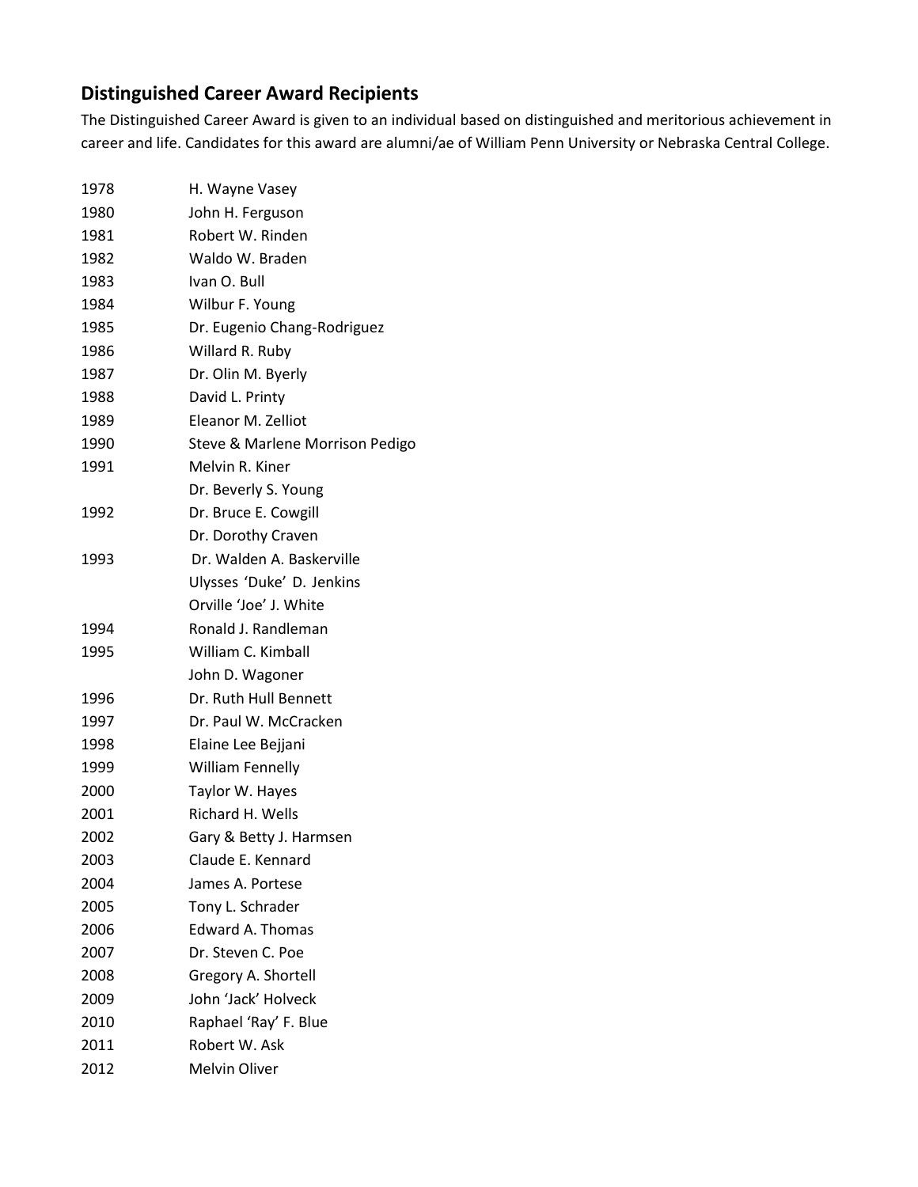## Distinguished Career Award Recipients

The Distinguished Career Award is given to an individual based on distinguished and meritorious achievement in career and life. Candidates for this award are alumni/ae of William Penn University or Nebraska Central College.

| | |
|---|---|
| 1978 | H. Wayne Vasey |
| 1980 | John H. Ferguson |
| 1981 | Robert W. Rinden |
| 1982 | Waldo W. Braden |
| 1983 | Ivan O. Bull |
| 1984 | Wilbur F. Young |
| 1985 | Dr. Eugenio Chang-Rodriguez |
| 1986 | Willard R. Ruby |
| 1987 | Dr. Olin M. Byerly |
| 1988 | David L. Printy |
| 1989 | Eleanor M. Zelliot |
| 1990 | Steve & Marlene Morrison Pedigo |
| 1991 | Melvin R. Kiner |
| | Dr. Beverly S. Young |
| 1992 | Dr. Bruce E. Cowgill |
| | Dr. Dorothy Craven |
| 1993 | Dr. Walden A. Baskerville |
| | Ulysses 'Duke' D. Jenkins |
| | Orville 'Joe' J. White |
| 1994 | Ronald J. Randleman |
| 1995 | William C. Kimball |
| | John D. Wagoner |
| 1996 | Dr. Ruth Hull Bennett |
| 1997 | Dr. Paul W. McCracken |
| 1998 | Elaine Lee Bejjani |
| 1999 | William Fennelly |
| 2000 | Taylor W. Hayes |
| 2001 | Richard H. Wells |
| 2002 | Gary & Betty J. Harmsen |
| 2003 | Claude E. Kennard |
| 2004 | James A. Portese |
| 2005 | Tony L. Schrader |
| 2006 | Edward A. Thomas |
| 2007 | Dr. Steven C. Poe |
| 2008 | Gregory A. Shortell |
| 2009 | John 'Jack' Holveck |
| 2010 | Raphael 'Ray' F. Blue |
| 2011 | Robert W. Ask |
| 2012 | Melvin Oliver |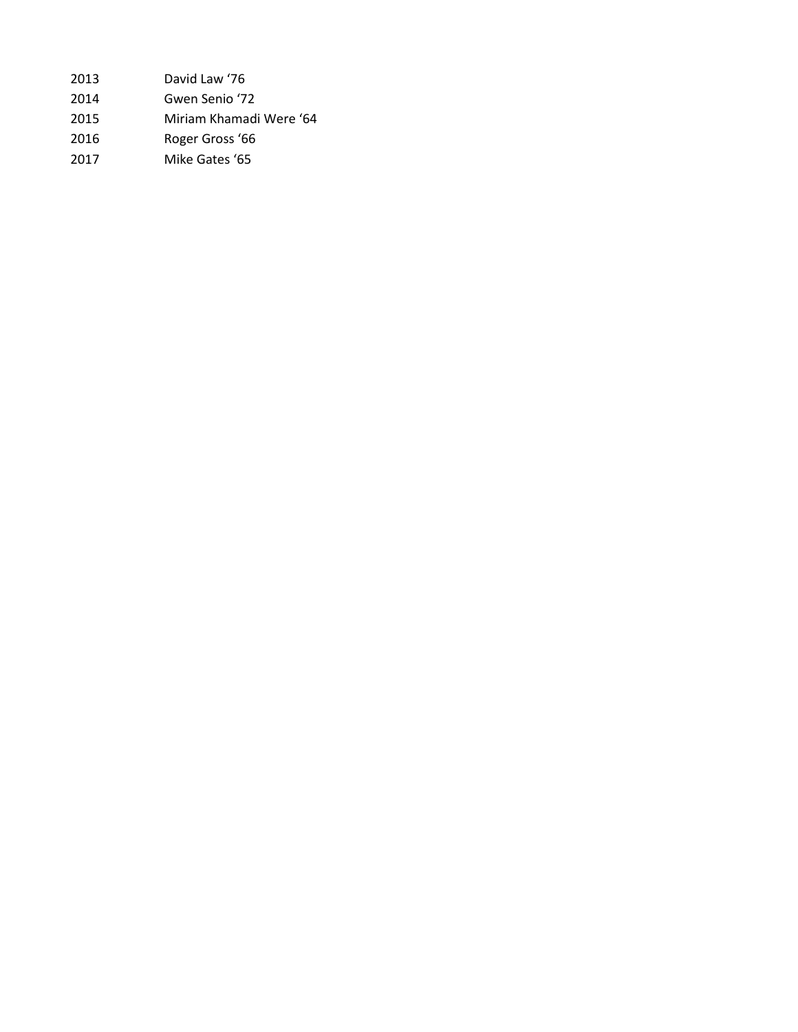| | |
|---|---|
| 2013 | David Law ‘76 |
| 2014 | Gwen Senio ‘72 |
| 2015 | Miriam Khamadi Were ‘64 |
| 2016 | Roger Gross ‘66 |
| 2017 | Mike Gates ‘65 |